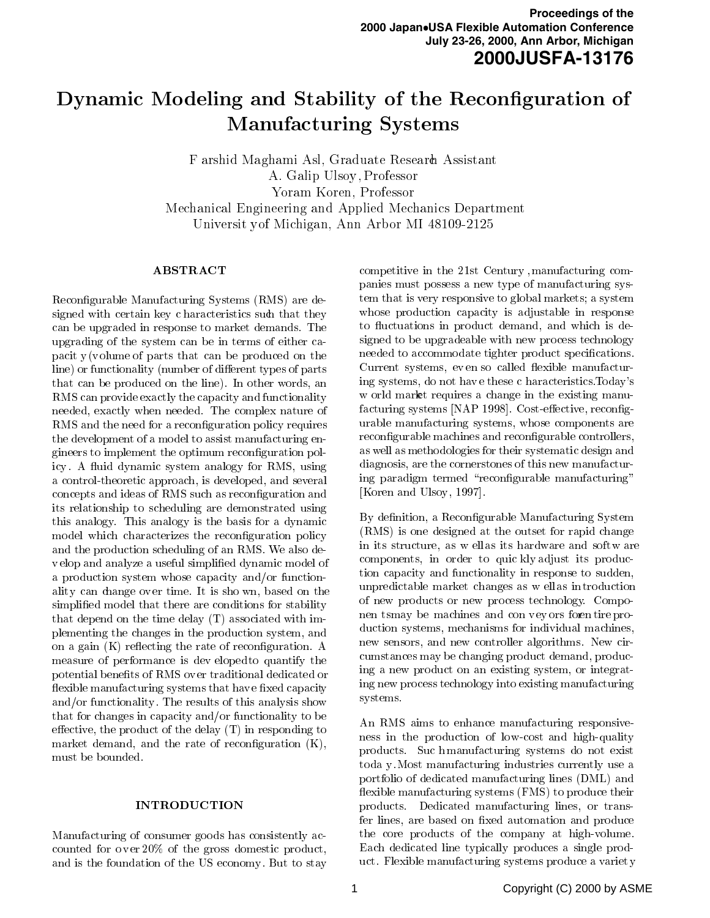Proceedings of the
2000 Japan•USA Flexible Automation Conference
July 23-26, 2000, Ann Arbor, Michigan
**2000JUSFA-13176**

# Dynamic Modeling and Stability of the Reconfiguration of Manufacturing Systems

Farshid Maghami Asl, Graduate Research Assistant
A. Galip Ulsoy, Professor
Yoram Koren, Professor
Mechanical Engineering and Applied Mechanics Department
University of Michigan, Ann Arbor MI 48109-2125

## ABSTRACT

Reconfigurable Manufacturing Systems (RMS) are designed with certain key characteristics such that they can be upgraded in response to market demands. The upgrading of the system can be in terms of either capacity (volume of parts that can be produced on the line) or functionality (number of different types of parts that can be produced on the line). In other words, an RMS can provide exactly the capacity and functionality needed, exactly when needed. The complex nature of RMS and the need for a reconfiguration policy requires the development of a model to assist manufacturing engineers to implement the optimum reconfiguration policy. A fluid dynamic system analogy for RMS, using a control-theoretic approach, is developed, and several concepts and ideas of RMS such as reconfiguration and its relationship to scheduling are demonstrated using this analogy. This analogy is the basis for a dynamic model which characterizes the reconfiguration policy and the production scheduling of an RMS. We also develop and analyze a useful simplified dynamic model of a production system whose capacity and/or functionality can change over time. It is shown, based on the simplified model that there are conditions for stability that depend on the time delay (T) associated with implementing the changes in the production system, and on a gain (K) reflecting the rate of reconfiguration. A measure of performance is developed to quantify the potential benefits of RMS over traditional dedicated or flexible manufacturing systems that have fixed capacity and/or functionality. The results of this analysis show that for changes in capacity and/or functionality to be effective, the product of the delay (T) in responding to market demand, and the rate of reconfiguration (K), must be bounded.

## INTRODUCTION

Manufacturing of consumer goods has consistently accounted for over 20% of the gross domestic product, and is the foundation of the US economy. But to stay competitive in the 21st Century, manufacturing companies must possess a new type of manufacturing system that is very responsive to global markets; a system whose production capacity is adjustable in response to fluctuations in product demand, and which is designed to be upgradeable with new process technology needed to accommodate tighter product specifications. Current systems, even so called flexible manufacturing systems, do not have these characteristics. Today's world market requires a change in the existing manufacturing systems [NAP 1998]. Cost-effective, reconfigurable manufacturing systems, whose components are reconfigurable machines and reconfigurable controllers, as well as methodologies for their systematic design and diagnosis, are the cornerstones of this new manufacturing paradigm termed "reconfigurable manufacturing" [Koren and Ulsoy, 1997].

By definition, a Reconfigurable Manufacturing System (RMS) is one designed at the outset for rapid change in its structure, as well as its hardware and software components, in order to quickly adjust its production capacity and functionality in response to sudden, unpredictable market changes as well as introduction of new products or new process technology. Components may be machines and conveyors for entire production systems, mechanisms for individual machines, new sensors, and new controller algorithms. New circumstances may be changing product demand, producing a new product on an existing system, or integrating new process technology into existing manufacturing systems.

An RMS aims to enhance manufacturing responsiveness in the production of low-cost and high-quality products. Such manufacturing systems do not exist today. Most manufacturing industries currently use a portfolio of dedicated manufacturing lines (DML) and flexible manufacturing systems (FMS) to produce their products. Dedicated manufacturing lines, or transfer lines, are based on fixed automation and produce the core products of the company at high-volume. Each dedicated line typically produces a single product. Flexible manufacturing systems produce a variety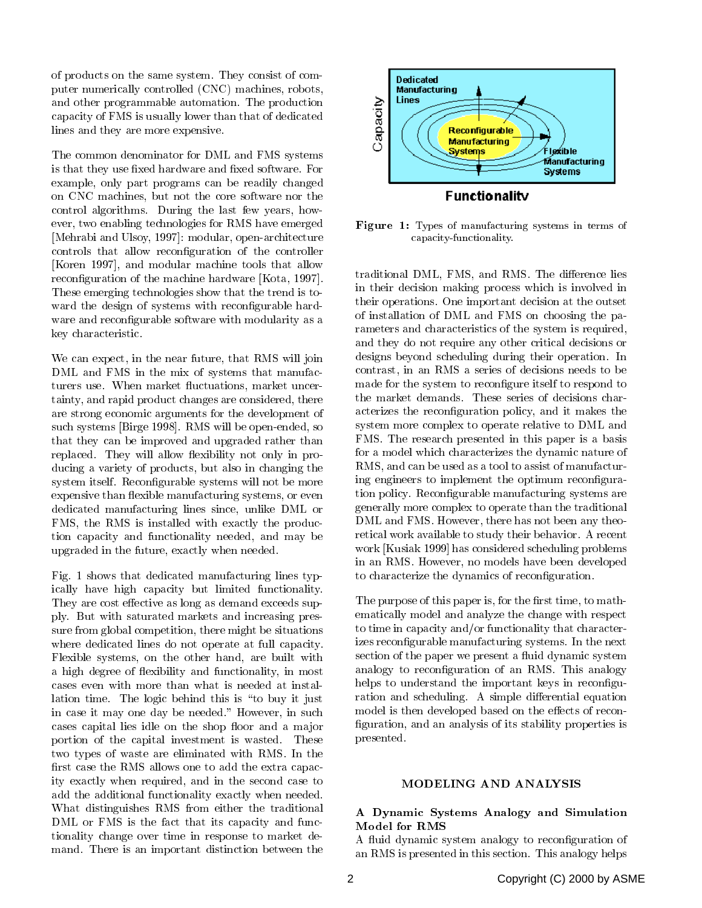of products on the same system. They consist of computer numerically controlled (CNC) machines, robots, and other programmable automation. The production capacity of FMS is usually lower than that of dedicated lines and they are more expensive.

The common denominator for DML and FMS systems is that they use fixed hardware and fixed software. For example, only part programs can be readily changed on CNC machines, but not the core software nor the control algorithms. During the last few years, however, two enabling technologies for RMS have emerged [Mehrabi and Ulsoy, 1997]: modular, open-architecture controls that allow reconfiguration of the controller [Koren 1997], and modular machine tools that allow reconfiguration of the machine hardware [Kota, 1997]. These emerging technologies show that the trend is toward the design of systems with reconfigurable hardware and reconfigurable software with modularity as a key characteristic.

We can expect, in the near future, that RMS will join DML and FMS in the mix of systems that manufacturers use. When market fluctuations, market uncertainty, and rapid product changes are considered, there are strong economic arguments for the development of such systems [Birge 1998]. RMS will be open-ended, so that they can be improved and upgraded rather than replaced. They will allow flexibility not only in producing a variety of products, but also in changing the system itself. Reconfigurable systems will not be more expensive than flexible manufacturing systems, or even dedicated manufacturing lines since, unlike DML or FMS, the RMS is installed with exactly the production capacity and functionality needed, and may be upgraded in the future, exactly when needed.

Fig. 1 shows that dedicated manufacturing lines typically have high capacity but limited functionality. They are cost effective as long as demand exceeds supply. But with saturated markets and increasing pressure from global competition, there might be situations where dedicated lines do not operate at full capacity. Flexible systems, on the other hand, are built with a high degree of flexibility and functionality, in most cases even with more than what is needed at installation time. The logic behind this is "to buy it just in case it may one day be needed." However, in such cases capital lies idle on the shop floor and a major portion of the capital investment is wasted. These two types of waste are eliminated with RMS. In the first case the RMS allows one to add the extra capacity exactly when required, and in the second case to add the additional functionality exactly when needed. What distinguishes RMS from either the traditional DML or FMS is the fact that its capacity and functionality change over time in response to market demand. There is an important distinction between the traditional DML, FMS, and RMS. The difference lies in their decision making process which is involved in their operations. One important decision at the outset of installation of DML and FMS on choosing the parameters and characteristics of the system is required, and they do not require any other critical decisions or designs beyond scheduling during their operation. In contrast, in an RMS a series of decisions needs to be made for the system to reconfigure itself to respond to the market demands. These series of decisions characterizes the reconfiguration policy, and it makes the system more complex to operate relative to DML and FMS. The research presented in this paper is a basis for a model which characterizes the dynamic nature of RMS, and can be used as a tool to assist of manufacturing engineers to implement the optimum reconfiguration policy. Reconfigurable manufacturing systems are generally more complex to operate than the traditional DML and FMS. However, there has not been any theoretical work available to study their behavior. A recent work [Kusiak 1999] has considered scheduling problems in an RMS. However, no models have been developed to characterize the dynamics of reconfiguration.

Dedicated Manufacturing Lines

Reconfigurable Manufacturing Systems

Flexible Manufacturing Systems

Capacity

Functionality

**Figure 1:** Types of manufacturing systems in terms of capacity-functionality.

The purpose of this paper is, for the first time, to mathematically model and analyze the change with respect to time in capacity and/or functionality that characterizes reconfigurable manufacturing systems. In the next section of the paper we present a fluid dynamic system analogy to reconfiguration of an RMS. This analogy helps to understand the important keys in reconfiguration and scheduling. A simple differential equation model is then developed based on the effects of reconfiguration, and an analysis of its stability properties is presented.

## MODELING AND ANALYSIS

### A Dynamic Systems Analogy and Simulation Model for RMS

A fluid dynamic system analogy to reconfiguration of an RMS is presented in this section. This analogy helps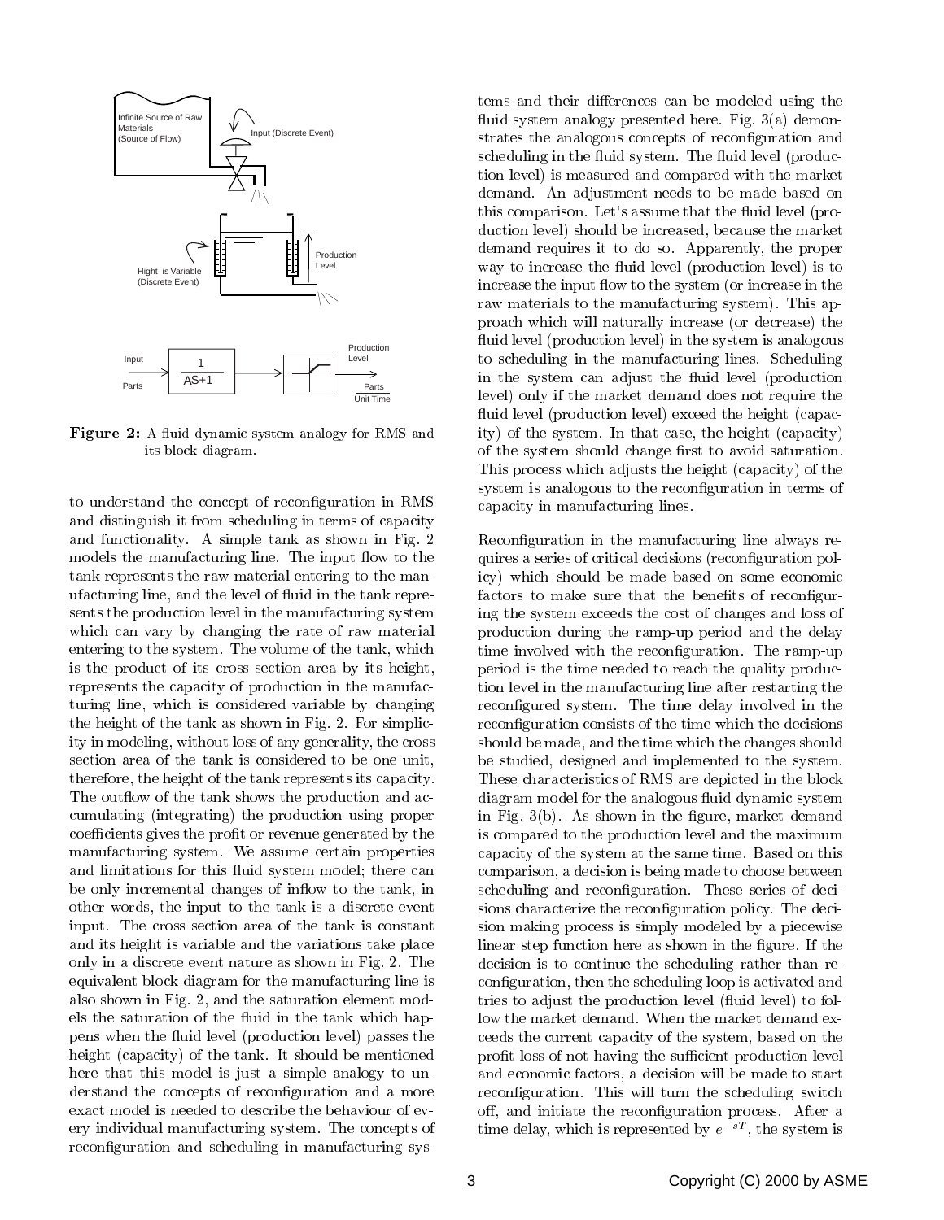**Figure 2:** A fluid dynamic system analogy for RMS and its block diagram.

to understand the concept of reconfiguration in RMS and distinguish it from scheduling in terms of capacity and functionality. A simple tank as shown in Fig. 2 models the manufacturing line. The input flow to the tank represents the raw material entering to the manufacturing line, and the level of fluid in the tank represents the production level in the manufacturing system which can vary by changing the rate of raw material entering to the system. The volume of the tank, which is the product of its cross section area by its height, represents the capacity of production in the manufacturing line, which is considered variable by changing the height of the tank as shown in Fig. 2. For simplicity in modeling, without loss of any generality, the cross section area of the tank is considered to be one unit, therefore, the height of the tank represents its capacity. The outflow of the tank shows the production and accumulating (integrating) the production using proper coefficients gives the profit or revenue generated by the manufacturing system. We assume certain properties and limitations for this fluid system model; there can be only incremental changes of inflow to the tank, in other words, the input to the tank is a discrete event input. The cross section area of the tank is constant and its height is variable and the variations take place only in a discrete event nature as shown in Fig. 2. The equivalent block diagram for the manufacturing line is also shown in Fig. 2, and the saturation element models the saturation of the fluid in the tank which happens when the fluid level (production level) passes the height (capacity) of the tank. It should be mentioned here that this model is just a simple analogy to understand the concepts of reconfiguration and a more exact model is needed to describe the behaviour of every individual manufacturing system. The concepts of reconfiguration and scheduling in manufacturing systems and their differences can be modeled using the fluid system analogy presented here. Fig. 3(a) demonstrates the analogous concepts of reconfiguration and scheduling in the fluid system. The fluid level (production level) is measured and compared with the market demand. An adjustment needs to be made based on this comparison. Let's assume that the fluid level (production level) should be increased, because the market demand requires it to do so. Apparently, the proper way to increase the fluid level (production level) is to increase the input flow to the system (or increase in the raw materials to the manufacturing system). This approach which will naturally increase (or decrease) the fluid level (production level) in the system is analogous to scheduling in the manufacturing lines. Scheduling in the system can adjust the fluid level (production level) only if the market demand does not require the fluid level (production level) exceed the height (capacity) of the system. In that case, the height (capacity) of the system should change first to avoid saturation. This process which adjusts the height (capacity) of the system is analogous to the reconfiguration in terms of capacity in manufacturing lines.

Reconfiguration in the manufacturing line always requires a series of critical decisions (reconfiguration policy) which should be made based on some economic factors to make sure that the benefits of reconfiguring the system exceeds the cost of changes and loss of production during the ramp-up period and the delay time involved with the reconfiguration. The ramp-up period is the time needed to reach the quality production level in the manufacturing line after restarting the reconfigured system. The time delay involved in the reconfiguration consists of the time which the decisions should be made, and the time which the changes should be studied, designed and implemented to the system. These characteristics of RMS are depicted in the block diagram model for the analogous fluid dynamic system in Fig. 3(b). As shown in the figure, market demand is compared to the production level and the maximum capacity of the system at the same time. Based on this comparison, a decision is being made to choose between scheduling and reconfiguration. These series of decisions characterize the reconfiguration policy. The decision making process is simply modeled by a piecewise linear step function here as shown in the figure. If the decision is to continue the scheduling rather than reconfiguration, then the scheduling loop is activated and tries to adjust the production level (fluid level) to follow the market demand. When the market demand exceeds the current capacity of the system, based on the profit loss of not having the sufficient production level and economic factors, a decision will be made to start reconfiguration. This will turn the scheduling switch off, and initiate the reconfiguration process. After a time delay, which is represented by $e^{-sT}$, the system is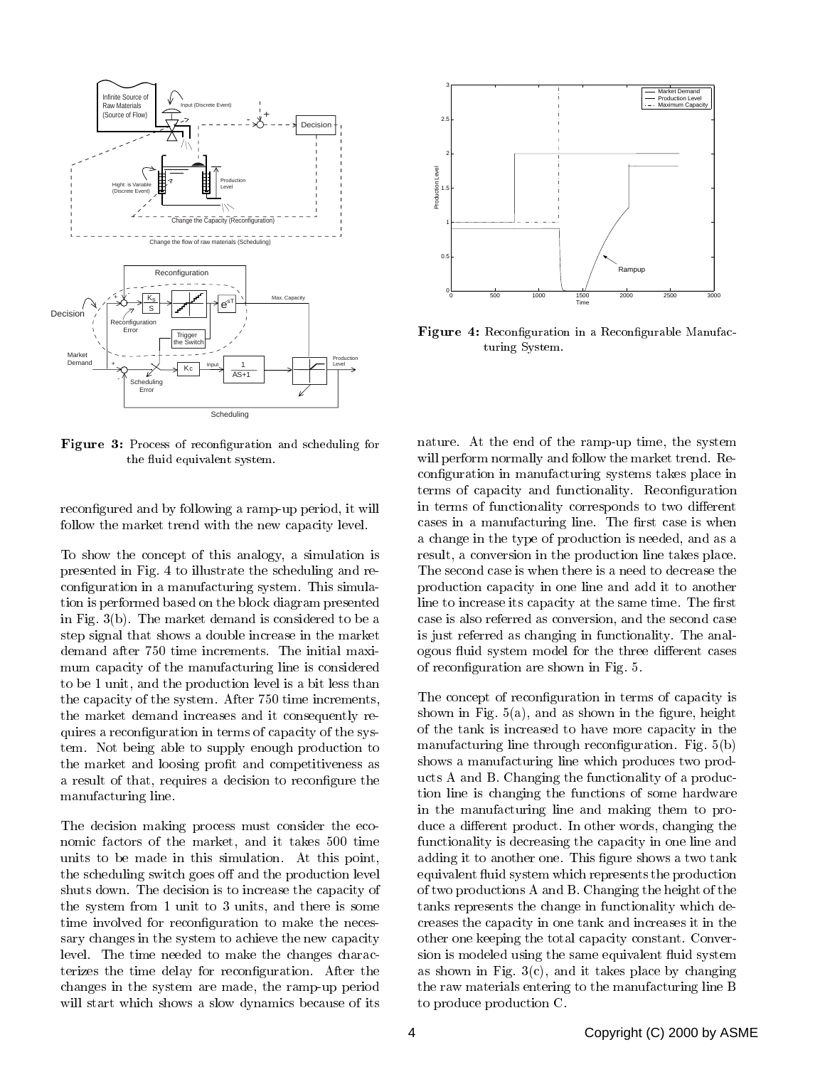**Figure 3:** Process of reconfiguration and scheduling for the fluid equivalent system.

reconfigured and by following a ramp-up period, it will follow the market trend with the new capacity level.

To show the concept of this analogy, a simulation is presented in Fig. 4 to illustrate the scheduling and reconfiguration in a manufacturing system. This simulation is performed based on the block diagram presented in Fig. 3(b). The market demand is considered to be a step signal that shows a double increase in the market demand after 750 time increments. The initial maximum capacity of the manufacturing line is considered to be 1 unit, and the production level is a bit less than the capacity of the system. After 750 time increments, the market demand increases and it consequently requires a reconfiguration in terms of capacity of the system. Not being able to supply enough production to the market and loosing profit and competitiveness as a result of that, requires a decision to reconfigure the manufacturing line.

The decision making process must consider the economic factors of the market, and it takes 500 time units to be made in this simulation. At this point, the scheduling switch goes off and the production level shuts down. The decision is to increase the capacity of the system from 1 unit to 3 units, and there is some time involved for reconfiguration to make the necessary changes in the system to achieve the new capacity level. The time needed to make the changes characterizes the time delay for reconfiguration. After the changes in the system are made, the ramp-up period will start which shows a slow dynamics because of its nature. At the end of the ramp-up time, the system will perform normally and follow the market trend. Reconfiguration in manufacturing systems takes place in terms of capacity and functionality. Reconfiguration in terms of functionality corresponds to two different cases in a manufacturing line. The first case is when a change in the type of production is needed, and as a result, a conversion in the production line takes place. The second case is when there is a need to decrease the production capacity in one line and add it to another line to increase its capacity at the same time. The first case is also referred as conversion, and the second case is just referred as changing in functionality. The analogous fluid system model for the three different cases of reconfiguration are shown in Fig. 5.

**Figure 4:** Reconfiguration in a Reconfigurable Manufacturing System.

The concept of reconfiguration in terms of capacity is shown in Fig. 5(a), and as shown in the figure, height of the tank is increased to have more capacity in the manufacturing line through reconfiguration. Fig. 5(b) shows a manufacturing line which produces two products A and B. Changing the functionality of a production line is changing the functions of some hardware in the manufacturing line and making them to produce a different product. In other words, changing the functionality is decreasing the capacity in one line and adding it to another one. This figure shows a two tank equivalent fluid system which represents the production of two productions A and B. Changing the height of the tanks represents the change in functionality which decreases the capacity in one tank and increases it in the other one keeping the total capacity constant. Conversion is modeled using the same equivalent fluid system as shown in Fig. 3(c), and it takes place by changing the raw materials entering to the manufacturing line B to produce production C.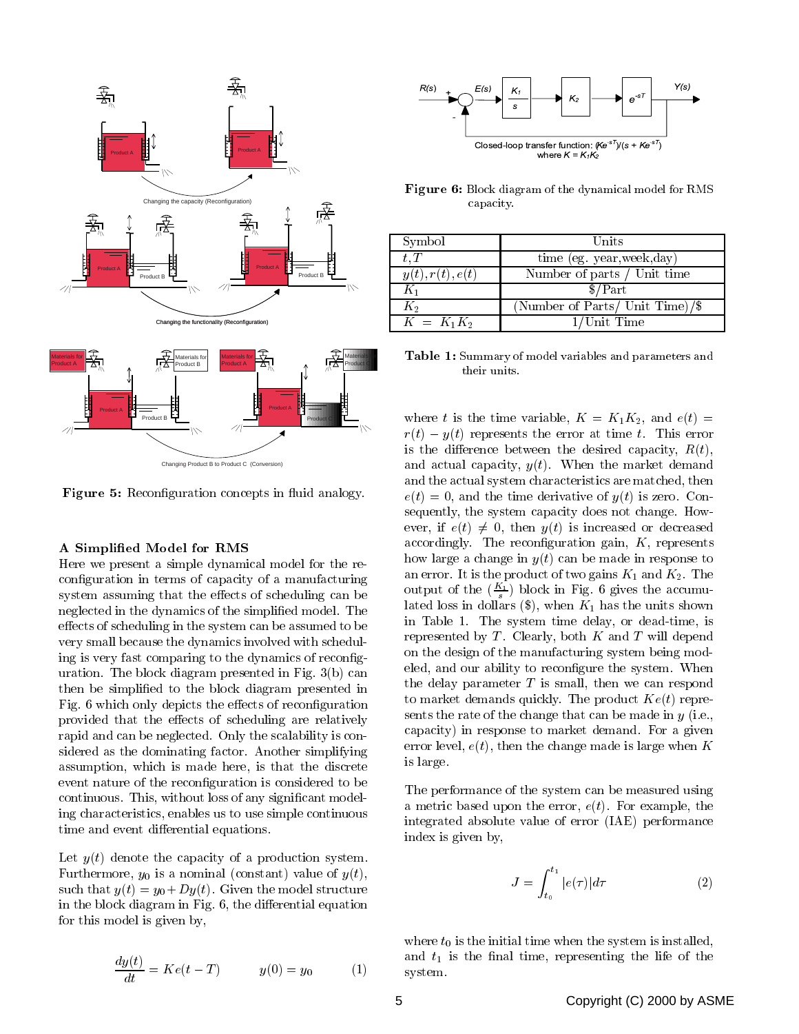Figure 5: Reconfiguration concepts in fluid analogy.

### A Simplified Model for RMS

Here we present a simple dynamical model for the reconfiguration in terms of capacity of a manufacturing system assuming that the effects of scheduling can be neglected in the dynamics of the simplified model. The effects of scheduling in the system can be assumed to be very small because the dynamics involved with scheduling is very fast comparing to the dynamics of reconfiguration. The block diagram presented in Fig. 3(b) can then be simplified to the block diagram presented in Fig. 6 which only depicts the effects of reconfiguration provided that the effects of scheduling are relatively rapid and can be neglected. Only the scalability is considered as the dominating factor. Another simplifying assumption, which is made here, is that the discrete event nature of the reconfiguration is considered to be continuous. This, without loss of any significant modeling characteristics, enables us to use simple continuous time and event differential equations.

Let $y(t)$ denote the capacity of a production system. Furthermore, $y_0$ is a nominal (constant) value of $y(t)$, such that $y(t) = y_0 + Dy(t)$. Given the model structure in the block diagram in Fig. 6, the differential equation for this model is given by,

$$\frac{dy(t)}{dt} = Ke(t-T) \qquad y(0) = y_0 \qquad (1)$$

Closed-loop transfer function: $(Ke^{-sT})/(s + Ke^{-sT})$ where $K = K_1K_2$

Figure 6: Block diagram of the dynamical model for RMS capacity.

| Symbol | Units |
|---|---|
| $t, T$ | time (eg. year,week,day) |
| $y(t), r(t), e(t)$ | Number of parts / Unit time |
| $K_1$ | \$/Part |
| $K_2$ | (Number of Parts/ Unit Time)/\$ |
| $K = K_1K_2$ | 1/Unit Time |

Table 1: Summary of model variables and parameters and their units.

where $t$ is the time variable, $K = K_1K_2$, and $e(t) = r(t) - y(t)$ represents the error at time $t$. This error is the difference between the desired capacity, $R(t)$, and actual capacity, $y(t)$. When the market demand and the actual system characteristics are matched, then $e(t) = 0$, and the time derivative of $y(t)$ is zero. Consequently, the system capacity does not change. However, if $e(t) \neq 0$, then $y(t)$ is increased or decreased accordingly. The reconfiguration gain, $K$, represents how large a change in $y(t)$ can be made in response to an error. It is the product of two gains $K_1$ and $K_2$. The output of the $(\frac{K_1}{s})$ block in Fig. 6 gives the accumulated loss in dollars (\$), when $K_1$ has the units shown in Table 1. The system time delay, or dead-time, is represented by $T$. Clearly, both $K$ and $T$ will depend on the design of the manufacturing system being modeled, and our ability to reconfigure the system. When the delay parameter $T$ is small, then we can respond to market demands quickly. The product $Ke(t)$ represents the rate of the change that can be made in $y$ (i.e., capacity) in response to market demand. For a given error level, $e(t)$, then the change made is large when $K$ is large.

The performance of the system can be measured using a metric based upon the error, $e(t)$. For example, the integrated absolute value of error (IAE) performance index is given by,

$$J = \int_{t_0}^{t_1} |e(\tau)| d\tau \qquad (2)$$

where $t_0$ is the initial time when the system is installed, and $t_1$ is the final time, representing the life of the system.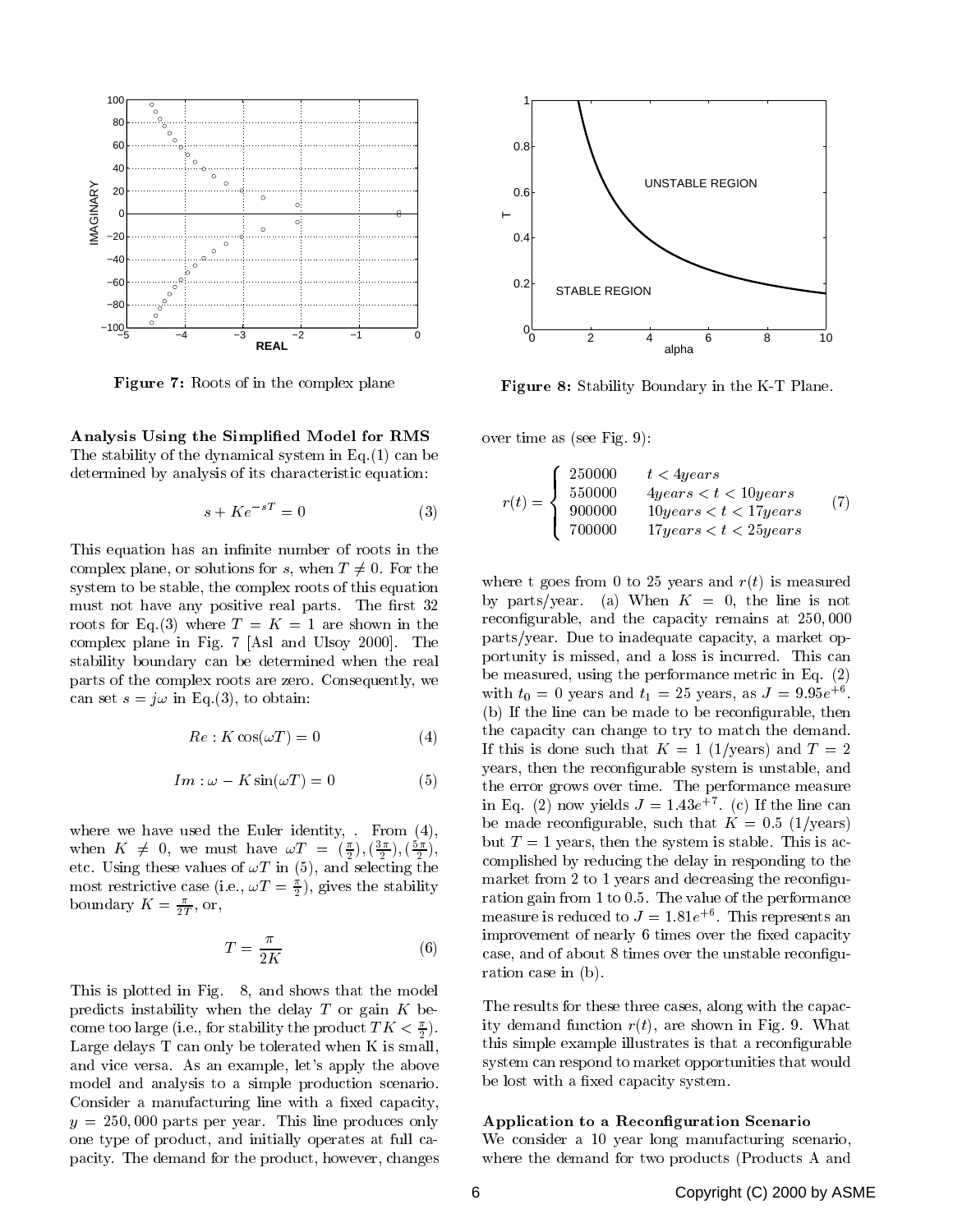Figure 7: Roots of in the complex plane

Figure 8: Stability Boundary in the K-T Plane.

**Analysis Using the Simplified Model for RMS**
The stability of the dynamical system in Eq.(1) can be determined by analysis of its characteristic equation:

$$s + Ke^{-sT} = 0 \tag{3}$$

This equation has an infinite number of roots in the complex plane, or solutions for $s$, when $T \neq 0$. For the system to be stable, the complex roots of this equation must not have any positive real parts. The first 32 roots for Eq.(3) where $T = K = 1$ are shown in the complex plane in Fig. 7 [Asl and Ulsoy 2000]. The stability boundary can be determined when the real parts of the complex roots are zero. Consequently, we can set $s = j\omega$ in Eq.(3), to obtain:

$$Re : K\cos(\omega T) = 0 \tag{4}$$

$$Im : \omega - K\sin(\omega T) = 0 \tag{5}$$

where we have used the Euler identity, . From (4), when $K \neq 0$, we must have $\omega T = (\frac{\pi}{2}), (\frac{3\pi}{2}), (\frac{5\pi}{2})$, etc. Using these values of $\omega T$ in (5), and selecting the most restrictive case (i.e., $\omega T = \frac{\pi}{2}$), gives the stability boundary $K = \frac{\pi}{2T}$, or,

$$T = \frac{\pi}{2K} \tag{6}$$

This is plotted in Fig. 8, and shows that the model predicts instability when the delay $T$ or gain $K$ become too large (i.e., for stability the product $TK < \frac{\pi}{2}$). Large delays T can only be tolerated when K is small, and vice versa. As an example, let's apply the above model and analysis to a simple production scenario. Consider a manufacturing line with a fixed capacity, $y = 250,000$ parts per year. This line produces only one type of product, and initially operates at full capacity. The demand for the product, however, changes over time as (see Fig. 9):

$$r(t) = \begin{cases} 250000 & t < 4years \\ 550000 & 4years < t < 10years \\ 900000 & 10years < t < 17years \\ 700000 & 17years < t < 25years \end{cases} \tag{7}$$

where t goes from 0 to 25 years and $r(t)$ is measured by parts/year. (a) When $K = 0$, the line is not reconfigurable, and the capacity remains at $250,000$ parts/year. Due to inadequate capacity, a market opportunity is missed, and a loss is incurred. This can be measured, using the performance metric in Eq. (2) with $t_0 = 0$ years and $t_1 = 25$ years, as $J = 9.95e^{+6}$. (b) If the line can be made to be reconfigurable, then the capacity can change to try to match the demand. If this is done such that $K = 1$ (1/years) and $T = 2$ years, then the reconfigurable system is unstable, and the error grows over time. The performance measure in Eq. (2) now yields $J = 1.43e^{+7}$. (c) If the line can be made reconfigurable, such that $K = 0.5$ (1/years) but $T = 1$ years, then the system is stable. This is accomplished by reducing the delay in responding to the market from 2 to 1 years and decreasing the reconfiguration gain from 1 to 0.5. The value of the performance measure is reduced to $J = 1.81e^{+6}$. This represents an improvement of nearly 6 times over the fixed capacity case, and of about 8 times over the unstable reconfiguration case in (b).

The results for these three cases, along with the capacity demand function $r(t)$, are shown in Fig. 9. What this simple example illustrates is that a reconfigurable system can respond to market opportunities that would be lost with a fixed capacity system.

**Application to a Reconfiguration Scenario**
We consider a 10 year long manufacturing scenario, where the demand for two products (Products A and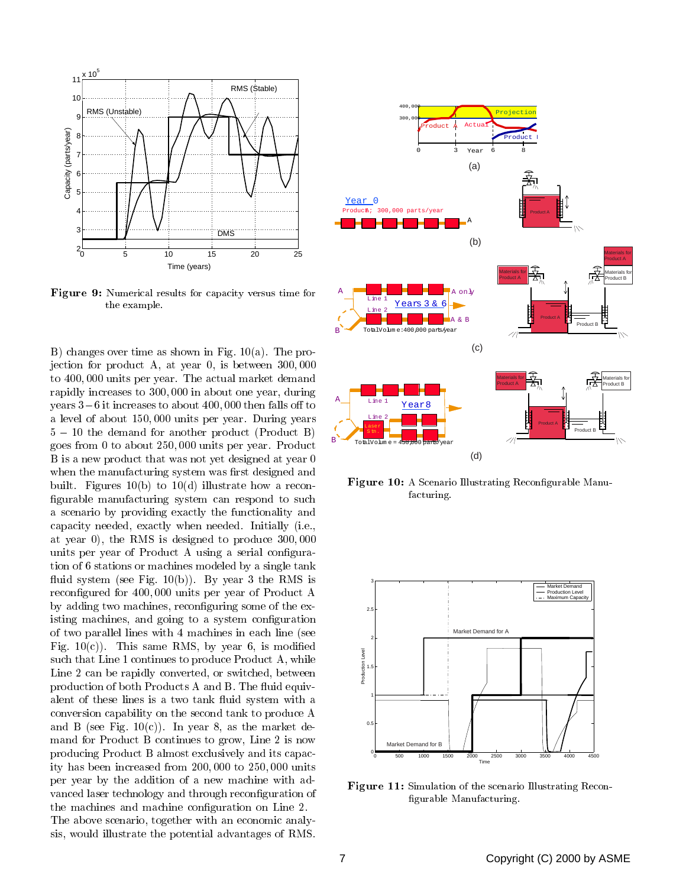**Figure 9:** Numerical results for capacity versus time for the example.

B) changes over time as shown in Fig. 10(a). The projection for product A, at year 0, is between 300,000 to 400,000 units per year. The actual market demand rapidly increases to 300,000 in about one year, during years 3−6 it increases to about 400,000 then falls off to a level of about 150,000 units per year. During years 5 − 10 the demand for another product (Product B) goes from 0 to about 250,000 units per year. Product B is a new product that was not yet designed at year 0 when the manufacturing system was first designed and built. Figures 10(b) to 10(d) illustrate how a reconfigurable manufacturing system can respond to such a scenario by providing exactly the functionality and capacity needed, exactly when needed. Initially (i.e., at year 0), the RMS is designed to produce 300,000 units per year of Product A using a serial configuration of 6 stations or machines modeled by a single tank fluid system (see Fig. 10(b)). By year 3 the RMS is reconfigured for 400,000 units per year of Product A by adding two machines, reconfiguring some of the existing machines, and going to a system configuration of two parallel lines with 4 machines in each line (see Fig. 10(c)). This same RMS, by year 6, is modified such that Line 1 continues to produce Product A, while Line 2 can be rapidly converted, or switched, between production of both Products A and B. The fluid equivalent of these lines is a two tank fluid system with a conversion capability on the second tank to produce A and B (see Fig. 10(c)). In year 8, as the market demand for Product B continues to grow, Line 2 is now producing Product B almost exclusively and its capacity has been increased from 200,000 to 250,000 units per year by the addition of a new machine with advanced laser technology and through reconfiguration of the machines and machine configuration on Line 2. The above scenario, together with an economic analysis, would illustrate the potential advantages of RMS.

**Figure 10:** A Scenario Illustrating Reconfigurable Manufacturing.

**Figure 11:** Simulation of the scenario Illustrating Reconfigurable Manufacturing.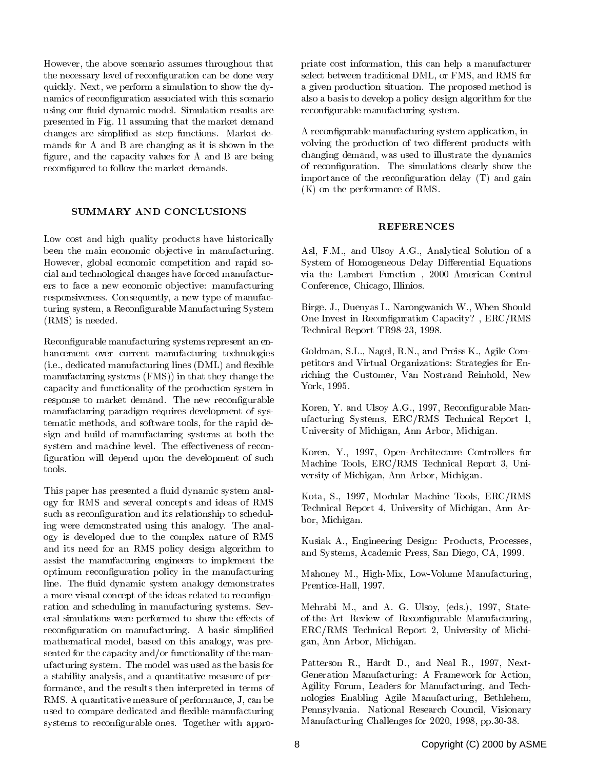However, the above scenario assumes throughout that the necessary level of reconfiguration can be done very quickly. Next, we perform a simulation to show the dynamics of reconfiguration associated with this scenario using our fluid dynamic model. Simulation results are presented in Fig. 11 assuming that the market demand changes are simplified as step functions. Market demands for A and B are changing as it is shown in the figure, and the capacity values for A and B are being reconfigured to follow the market demands.

## SUMMARY AND CONCLUSIONS

Low cost and high quality products have historically been the main economic objective in manufacturing. However, global economic competition and rapid social and technological changes have forced manufacturers to face a new economic objective: manufacturing responsiveness. Consequently, a new type of manufacturing system, a Reconfigurable Manufacturing System (RMS) is needed.

Reconfigurable manufacturing systems represent an enhancement over current manufacturing technologies (i.e., dedicated manufacturing lines (DML) and flexible manufacturing systems (FMS)) in that they change the capacity and functionality of the production system in response to market demand. The new reconfigurable manufacturing paradigm requires development of systematic methods, and software tools, for the rapid design and build of manufacturing systems at both the system and machine level. The effectiveness of reconfiguration will depend upon the development of such tools.

This paper has presented a fluid dynamic system analogy for RMS and several concepts and ideas of RMS such as reconfiguration and its relationship to scheduling were demonstrated using this analogy. The analogy is developed due to the complex nature of RMS and its need for an RMS policy design algorithm to assist the manufacturing engineers to implement the optimum reconfiguration policy in the manufacturing line. The fluid dynamic system analogy demonstrates a more visual concept of the ideas related to reconfiguration and scheduling in manufacturing systems. Several simulations were performed to show the effects of reconfiguration on manufacturing. A basic simplified mathematical model, based on this analogy, was presented for the capacity and/or functionality of the manufacturing system. The model was used as the basis for a stability analysis, and a quantitative measure of performance, and the results then interpreted in terms of RMS. A quantitative measure of performance, J, can be used to compare dedicated and flexible manufacturing systems to reconfigurable ones. Together with appropriate cost information, this can help a manufacturer select between traditional DML, or FMS, and RMS for a given production situation. The proposed method is also a basis to develop a policy design algorithm for the reconfigurable manufacturing system.

A reconfigurable manufacturing system application, involving the production of two different products with changing demand, was used to illustrate the dynamics of reconfiguration. The simulations clearly show the importance of the reconfiguration delay (T) and gain (K) on the performance of RMS.

## REFERENCES

Asl, F.M., and Ulsoy A.G., Analytical Solution of a System of Homogeneous Delay Differential Equations via the Lambert Function , 2000 American Control Conference, Chicago, Illinios.

Birge, J., Duenyas I., Narongwanich W., When Should One Invest in Reconfiguration Capacity? , ERC/RMS Technical Report TR98-23, 1998.

Goldman, S.L., Nagel, R.N., and Preiss K., Agile Competitors and Virtual Organizations: Strategies for Enriching the Customer, Van Nostrand Reinhold, New York, 1995.

Koren, Y. and Ulsoy A.G., 1997, Reconfigurable Manufacturing Systems, ERC/RMS Technical Report 1, University of Michigan, Ann Arbor, Michigan.

Koren, Y., 1997, Open-Architecture Controllers for Machine Tools, ERC/RMS Technical Report 3, University of Michigan, Ann Arbor, Michigan.

Kota, S., 1997, Modular Machine Tools, ERC/RMS Technical Report 4, University of Michigan, Ann Arbor, Michigan.

Kusiak A., Engineering Design: Products, Processes, and Systems, Academic Press, San Diego, CA, 1999.

Mahoney M., High-Mix, Low-Volume Manufacturing, Prentice-Hall, 1997.

Mehrabi M., and A. G. Ulsoy, (eds.), 1997, State-of-the-Art Review of Reconfigurable Manufacturing, ERC/RMS Technical Report 2, University of Michigan, Ann Arbor, Michigan.

Patterson R., Hardt D., and Neal R., 1997, Next-Generation Manufacturing: A Framework for Action, Agility Forum, Leaders for Manufacturing, and Technologies Enabling Agile Manufacturing, Bethlehem, Pennsylvania. National Research Council, Visionary Manufacturing Challenges for 2020, 1998, pp.30-38.